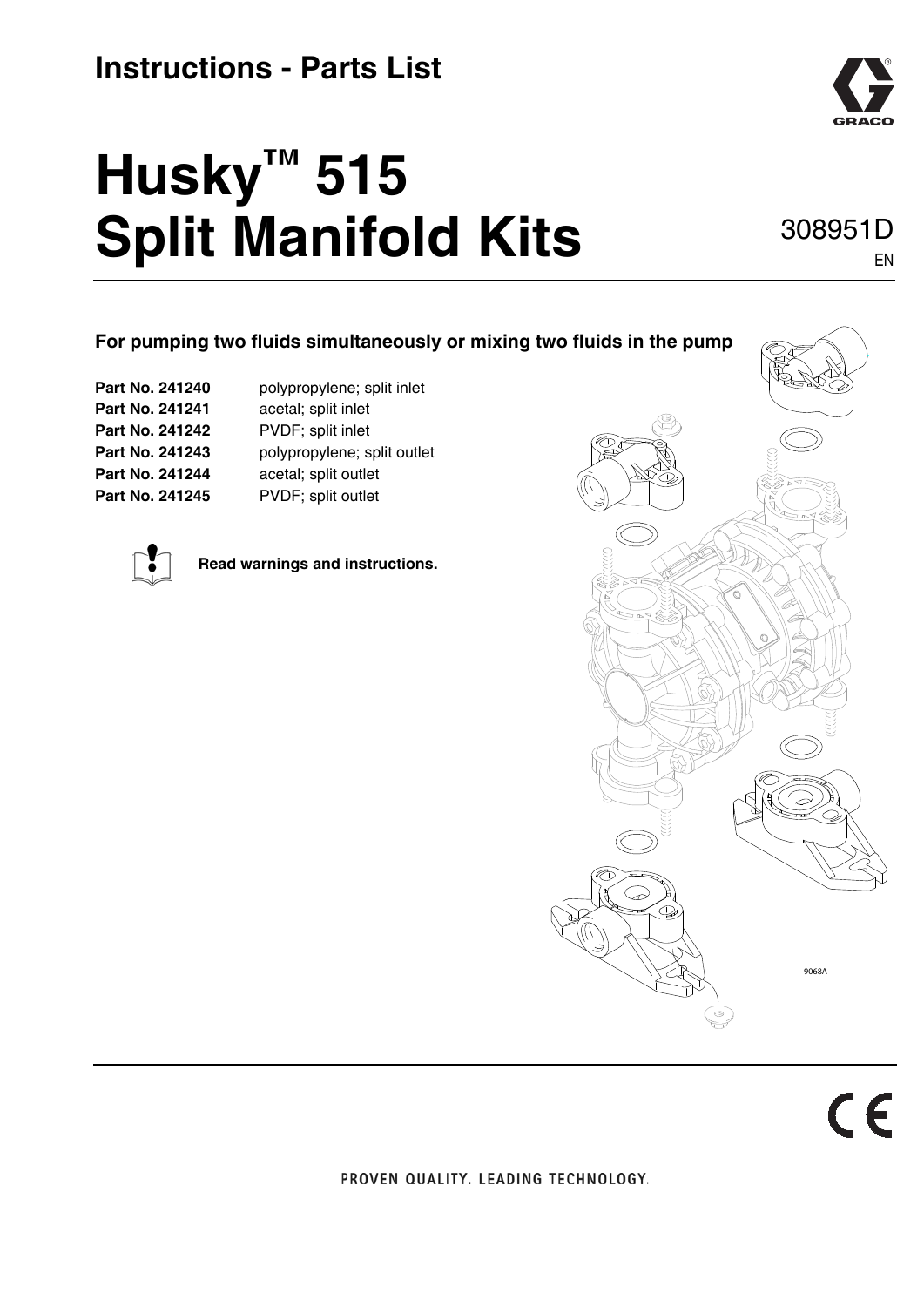## Instructions - Parts List

# Husky™ 515 Split Manifold Kits

308951D

EN

**For pumping two fluids simultaneously or mixing two fluids in the pump**

| | |
|---|---|
| **Part No. 241240** | polypropylene; split inlet |
| **Part No. 241241** | acetal; split inlet |
| **Part No. 241242** | PVDF; split inlet |
| **Part No. 241243** | polypropylene; split outlet |
| **Part No. 241244** | acetal; split outlet |
| **Part No. 241245** | PVDF; split outlet |

**Read warnings and instructions.**

9068A

PROVEN QUALITY. LEADING TECHNOLOGY.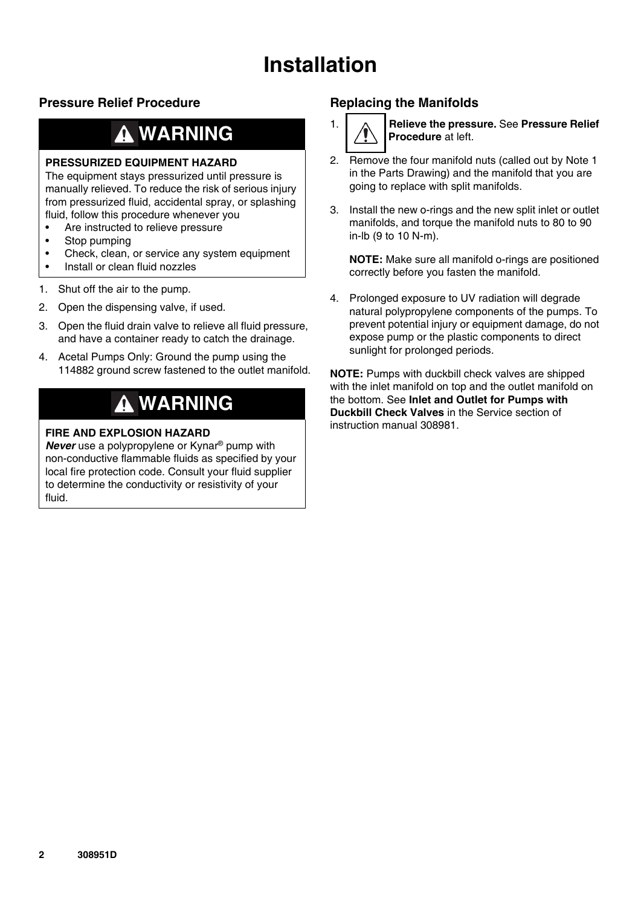# Installation

## Pressure Relief Procedure

**⚠ WARNING**

**PRESSURIZED EQUIPMENT HAZARD**

The equipment stays pressurized until pressure is manually relieved. To reduce the risk of serious injury from pressurized fluid, accidental spray, or splashing fluid, follow this procedure whenever you

- Are instructed to relieve pressure
- Stop pumping
- Check, clean, or service any system equipment
- Install or clean fluid nozzles

1. Shut off the air to the pump.
2. Open the dispensing valve, if used.
3. Open the fluid drain valve to relieve all fluid pressure, and have a container ready to catch the drainage.
4. Acetal Pumps Only: Ground the pump using the 114882 ground screw fastened to the outlet manifold.

**⚠ WARNING**

**FIRE AND EXPLOSION HAZARD**

***Never*** use a polypropylene or Kynar® pump with non-conductive flammable fluids as specified by your local fire protection code. Consult your fluid supplier to determine the conductivity or resistivity of your fluid.

## Replacing the Manifolds

1. ⚠ **Relieve the pressure.** See **Pressure Relief Procedure** at left.
2. Remove the four manifold nuts (called out by Note 1 in the Parts Drawing) and the manifold that you are going to replace with split manifolds.
3. Install the new o-rings and the new split inlet or outlet manifolds, and torque the manifold nuts to 80 to 90 in-lb (9 to 10 N-m).

   **NOTE:** Make sure all manifold o-rings are positioned correctly before you fasten the manifold.

4. Prolonged exposure to UV radiation will degrade natural polypropylene components of the pumps. To prevent potential injury or equipment damage, do not expose pump or the plastic components to direct sunlight for prolonged periods.

**NOTE:** Pumps with duckbill check valves are shipped with the inlet manifold on top and the outlet manifold on the bottom. See **Inlet and Outlet for Pumps with Duckbill Check Valves** in the Service section of instruction manual 308981.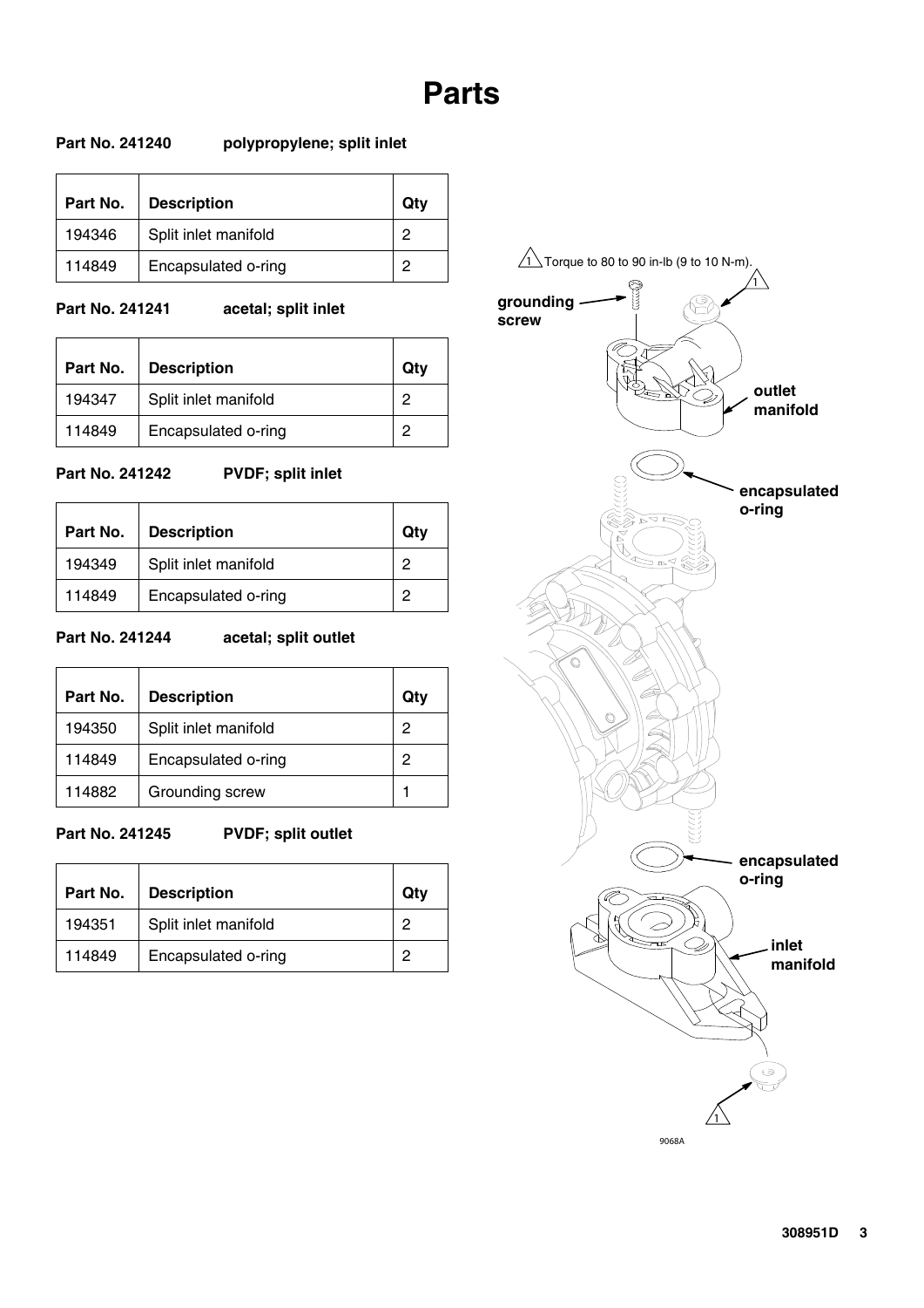# Parts

**Part No. 241240 polypropylene; split inlet**

| Part No. | Description | Qty |
|---|---|---|
| 194346 | Split inlet manifold | 2 |
| 114849 | Encapsulated o-ring | 2 |

**Part No. 241241 acetal; split inlet**

| Part No. | Description | Qty |
|---|---|---|
| 194347 | Split inlet manifold | 2 |
| 114849 | Encapsulated o-ring | 2 |

**Part No. 241242 PVDF; split inlet**

| Part No. | Description | Qty |
|---|---|---|
| 194349 | Split inlet manifold | 2 |
| 114849 | Encapsulated o-ring | 2 |

**Part No. 241244 acetal; split outlet**

| Part No. | Description | Qty |
|---|---|---|
| 194350 | Split inlet manifold | 2 |
| 114849 | Encapsulated o-ring | 2 |
| 114882 | Grounding screw | 1 |

**Part No. 241245 PVDF; split outlet**

| Part No. | Description | Qty |
|---|---|---|
| 194351 | Split inlet manifold | 2 |
| 114849 | Encapsulated o-ring | 2 |

1 Torque to 80 to 90 in-lb (9 to 10 N-m).

grounding screw

outlet manifold

encapsulated o-ring

encapsulated o-ring

inlet manifold

9068A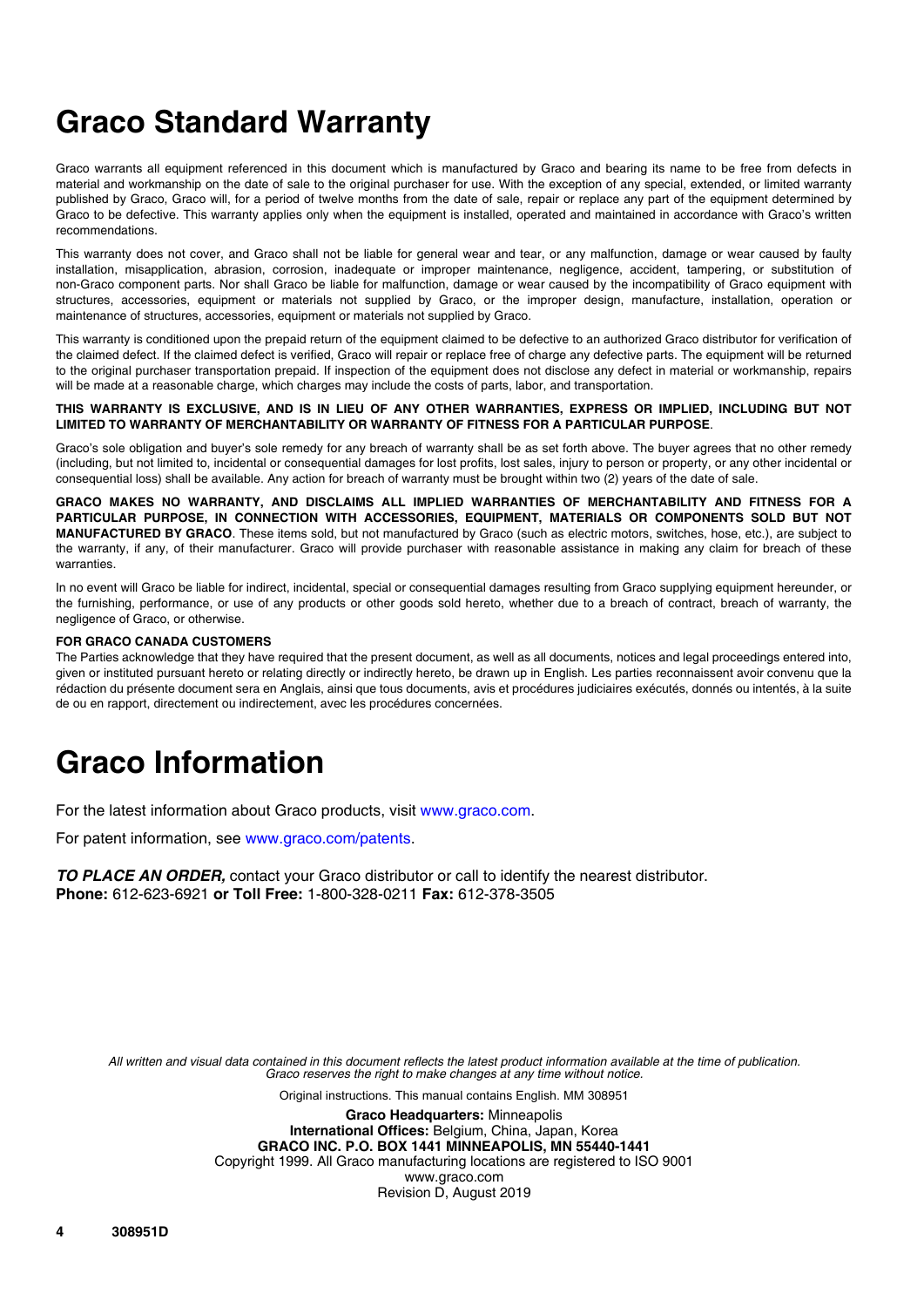# Graco Standard Warranty

Graco warrants all equipment referenced in this document which is manufactured by Graco and bearing its name to be free from defects in material and workmanship on the date of sale to the original purchaser for use. With the exception of any special, extended, or limited warranty published by Graco, Graco will, for a period of twelve months from the date of sale, repair or replace any part of the equipment determined by Graco to be defective. This warranty applies only when the equipment is installed, operated and maintained in accordance with Graco's written recommendations.

This warranty does not cover, and Graco shall not be liable for general wear and tear, or any malfunction, damage or wear caused by faulty installation, misapplication, abrasion, corrosion, inadequate or improper maintenance, negligence, accident, tampering, or substitution of non-Graco component parts. Nor shall Graco be liable for malfunction, damage or wear caused by the incompatibility of Graco equipment with structures, accessories, equipment or materials not supplied by Graco, or the improper design, manufacture, installation, operation or maintenance of structures, accessories, equipment or materials not supplied by Graco.

This warranty is conditioned upon the prepaid return of the equipment claimed to be defective to an authorized Graco distributor for verification of the claimed defect. If the claimed defect is verified, Graco will repair or replace free of charge any defective parts. The equipment will be returned to the original purchaser transportation prepaid. If inspection of the equipment does not disclose any defect in material or workmanship, repairs will be made at a reasonable charge, which charges may include the costs of parts, labor, and transportation.

**THIS WARRANTY IS EXCLUSIVE, AND IS IN LIEU OF ANY OTHER WARRANTIES, EXPRESS OR IMPLIED, INCLUDING BUT NOT LIMITED TO WARRANTY OF MERCHANTABILITY OR WARRANTY OF FITNESS FOR A PARTICULAR PURPOSE**.

Graco's sole obligation and buyer's sole remedy for any breach of warranty shall be as set forth above. The buyer agrees that no other remedy (including, but not limited to, incidental or consequential damages for lost profits, lost sales, injury to person or property, or any other incidental or consequential loss) shall be available. Any action for breach of warranty must be brought within two (2) years of the date of sale.

**GRACO MAKES NO WARRANTY, AND DISCLAIMS ALL IMPLIED WARRANTIES OF MERCHANTABILITY AND FITNESS FOR A PARTICULAR PURPOSE, IN CONNECTION WITH ACCESSORIES, EQUIPMENT, MATERIALS OR COMPONENTS SOLD BUT NOT MANUFACTURED BY GRACO**. These items sold, but not manufactured by Graco (such as electric motors, switches, hose, etc.), are subject to the warranty, if any, of their manufacturer. Graco will provide purchaser with reasonable assistance in making any claim for breach of these warranties.

In no event will Graco be liable for indirect, incidental, special or consequential damages resulting from Graco supplying equipment hereunder, or the furnishing, performance, or use of any products or other goods sold hereto, whether due to a breach of contract, breach of warranty, the negligence of Graco, or otherwise.

**FOR GRACO CANADA CUSTOMERS**

The Parties acknowledge that they have required that the present document, as well as all documents, notices and legal proceedings entered into, given or instituted pursuant hereto or relating directly or indirectly hereto, be drawn up in English. Les parties reconnaissent avoir convenu que la rédaction du présente document sera en Anglais, ainsi que tous documents, avis et procédures judiciaires exécutés, donnés ou intentés, à la suite de ou en rapport, directement ou indirectement, avec les procédures concernées.

# Graco Information

For the latest information about Graco products, visit www.graco.com.

For patent information, see www.graco.com/patents.

***TO PLACE AN ORDER,*** contact your Graco distributor or call to identify the nearest distributor.
**Phone:** 612-623-6921 **or Toll Free:** 1-800-328-0211 **Fax:** 612-378-3505

*All written and visual data contained in this document reflects the latest product information available at the time of publication. Graco reserves the right to make changes at any time without notice.*

Original instructions. This manual contains English. MM 308951

**Graco Headquarters:** Minneapolis
**International Offices:** Belgium, China, Japan, Korea
**GRACO INC. P.O. BOX 1441 MINNEAPOLIS, MN 55440-1441**
Copyright 1999. All Graco manufacturing locations are registered to ISO 9001
www.graco.com
Revision D, August 2019